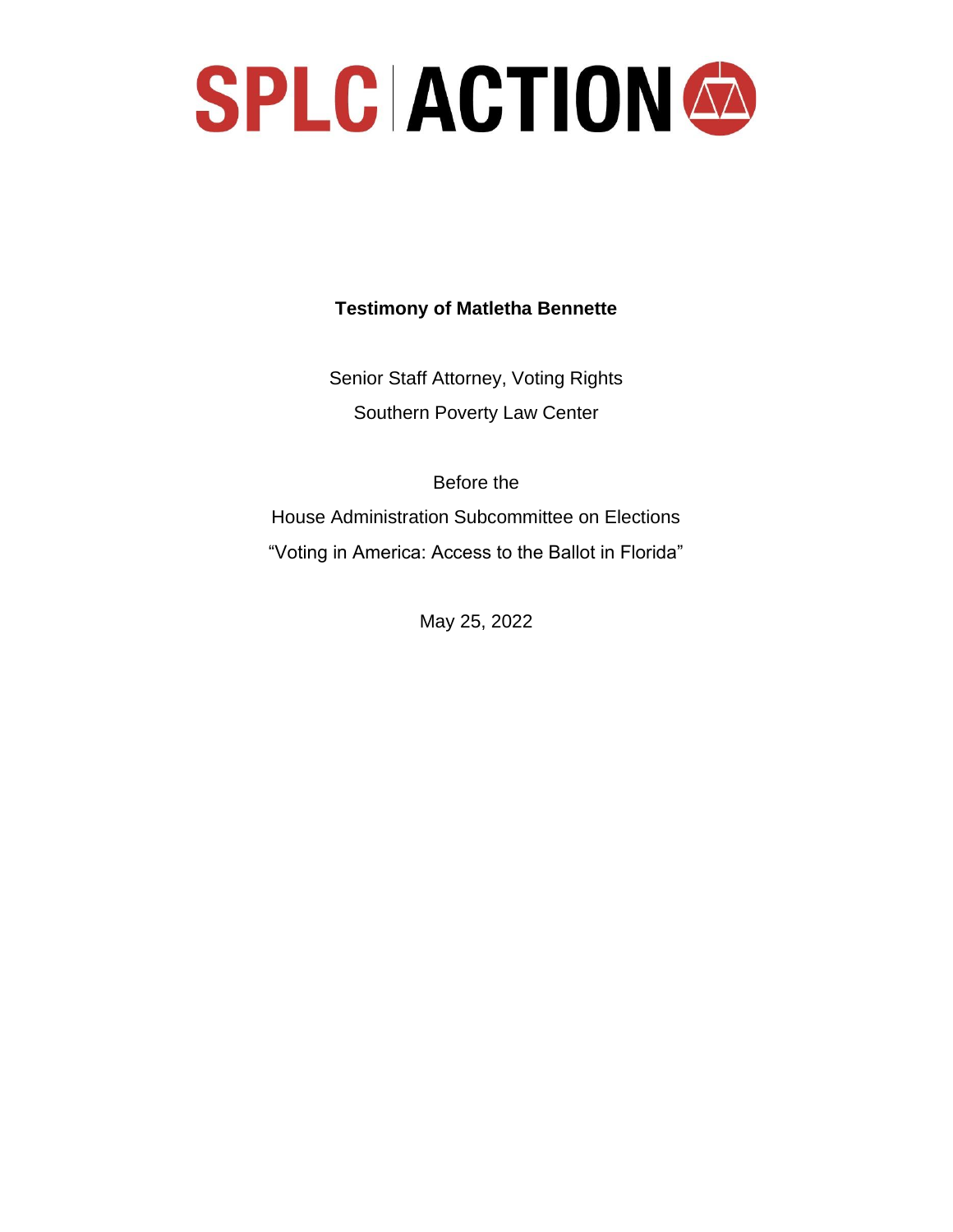# SPLC | ACTION

**Testimony of Matletha Bennette**

Senior Staff Attorney, Voting Rights

Southern Poverty Law Center

Before the

House Administration Subcommittee on Elections

"Voting in America: Access to the Ballot in Florida"

May 25, 2022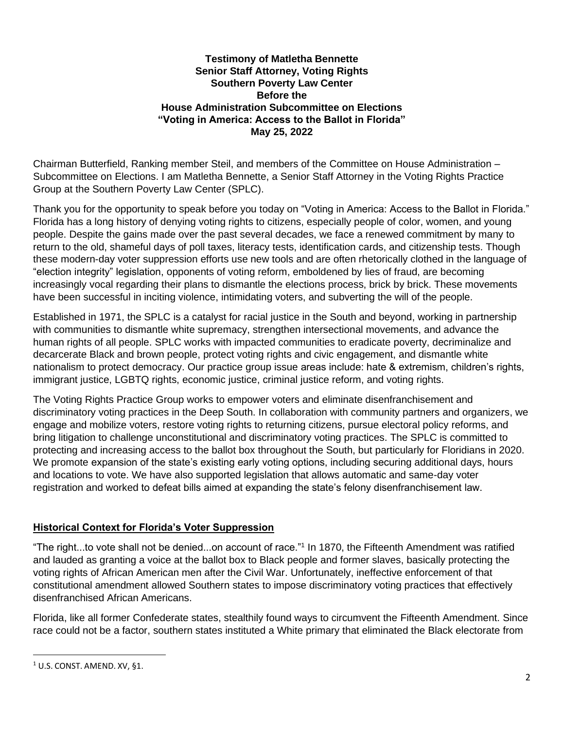**Testimony of Matletha Bennette**
**Senior Staff Attorney, Voting Rights**
**Southern Poverty Law Center**
**Before the**
**House Administration Subcommittee on Elections**
**"Voting in America: Access to the Ballot in Florida"**
**May 25, 2022**

Chairman Butterfield, Ranking member Steil, and members of the Committee on House Administration – Subcommittee on Elections. I am Matletha Bennette, a Senior Staff Attorney in the Voting Rights Practice Group at the Southern Poverty Law Center (SPLC).

Thank you for the opportunity to speak before you today on "Voting in America: Access to the Ballot in Florida." Florida has a long history of denying voting rights to citizens, especially people of color, women, and young people. Despite the gains made over the past several decades, we face a renewed commitment by many to return to the old, shameful days of poll taxes, literacy tests, identification cards, and citizenship tests. Though these modern-day voter suppression efforts use new tools and are often rhetorically clothed in the language of "election integrity" legislation, opponents of voting reform, emboldened by lies of fraud, are becoming increasingly vocal regarding their plans to dismantle the elections process, brick by brick. These movements have been successful in inciting violence, intimidating voters, and subverting the will of the people.

Established in 1971, the SPLC is a catalyst for racial justice in the South and beyond, working in partnership with communities to dismantle white supremacy, strengthen intersectional movements, and advance the human rights of all people. SPLC works with impacted communities to eradicate poverty, decriminalize and decarcerate Black and brown people, protect voting rights and civic engagement, and dismantle white nationalism to protect democracy. Our practice group issue areas include: hate & extremism, children's rights, immigrant justice, LGBTQ rights, economic justice, criminal justice reform, and voting rights.

The Voting Rights Practice Group works to empower voters and eliminate disenfranchisement and discriminatory voting practices in the Deep South. In collaboration with community partners and organizers, we engage and mobilize voters, restore voting rights to returning citizens, pursue electoral policy reforms, and bring litigation to challenge unconstitutional and discriminatory voting practices. The SPLC is committed to protecting and increasing access to the ballot box throughout the South, but particularly for Floridians in 2020. We promote expansion of the state's existing early voting options, including securing additional days, hours and locations to vote. We have also supported legislation that allows automatic and same-day voter registration and worked to defeat bills aimed at expanding the state's felony disenfranchisement law.

## Historical Context for Florida's Voter Suppression

"The right...to vote shall not be denied...on account of race."[1] In 1870, the Fifteenth Amendment was ratified and lauded as granting a voice at the ballot box to Black people and former slaves, basically protecting the voting rights of African American men after the Civil War. Unfortunately, ineffective enforcement of that constitutional amendment allowed Southern states to impose discriminatory voting practices that effectively disenfranchised African Americans.

Florida, like all former Confederate states, stealthily found ways to circumvent the Fifteenth Amendment. Since race could not be a factor, southern states instituted a White primary that eliminated the Black electorate from

[1] U.S. CONST. AMEND. XV, §1.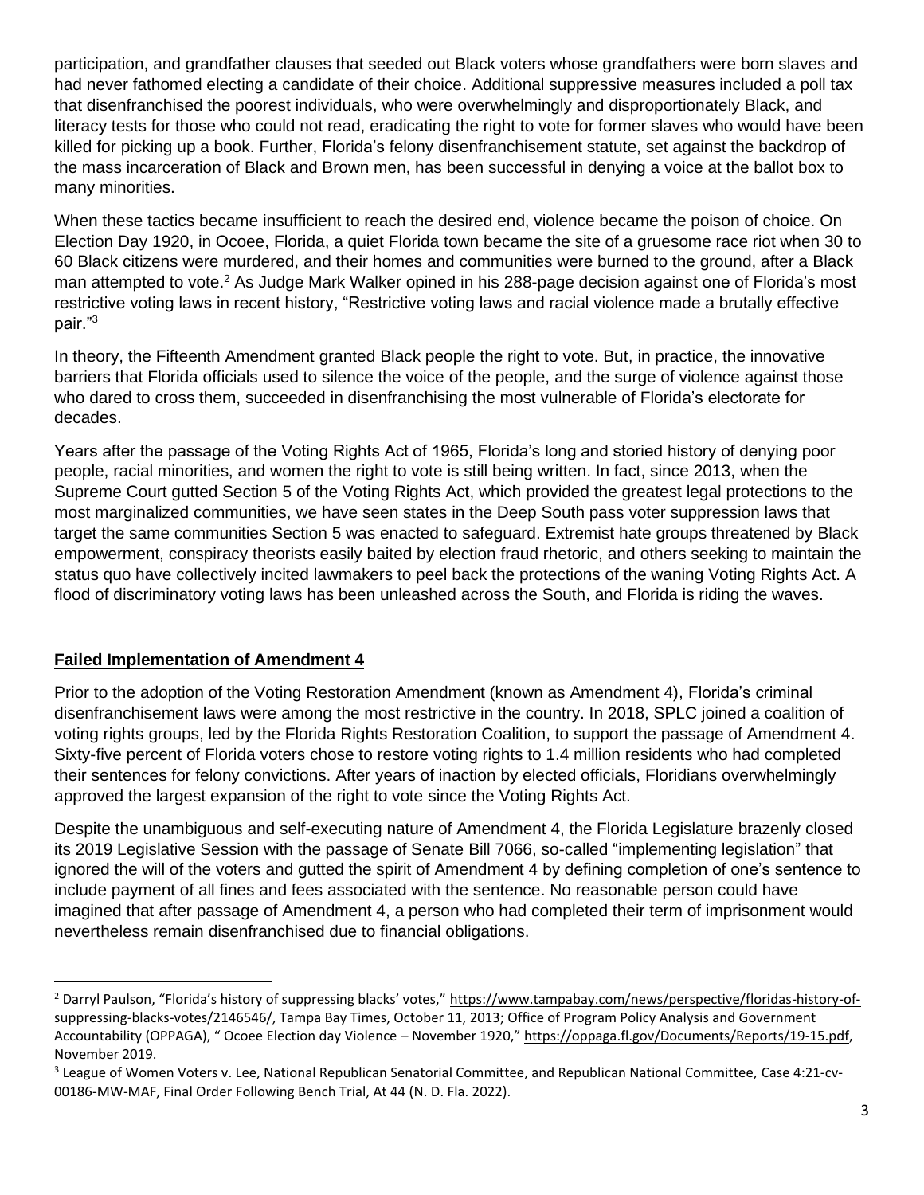participation, and grandfather clauses that seeded out Black voters whose grandfathers were born slaves and had never fathomed electing a candidate of their choice. Additional suppressive measures included a poll tax that disenfranchised the poorest individuals, who were overwhelmingly and disproportionately Black, and literacy tests for those who could not read, eradicating the right to vote for former slaves who would have been killed for picking up a book. Further, Florida's felony disenfranchisement statute, set against the backdrop of the mass incarceration of Black and Brown men, has been successful in denying a voice at the ballot box to many minorities.

When these tactics became insufficient to reach the desired end, violence became the poison of choice. On Election Day 1920, in Ocoee, Florida, a quiet Florida town became the site of a gruesome race riot when 30 to 60 Black citizens were murdered, and their homes and communities were burned to the ground, after a Black man attempted to vote.[2] As Judge Mark Walker opined in his 288-page decision against one of Florida's most restrictive voting laws in recent history, "Restrictive voting laws and racial violence made a brutally effective pair."[3]

In theory, the Fifteenth Amendment granted Black people the right to vote. But, in practice, the innovative barriers that Florida officials used to silence the voice of the people, and the surge of violence against those who dared to cross them, succeeded in disenfranchising the most vulnerable of Florida's electorate for decades.

Years after the passage of the Voting Rights Act of 1965, Florida's long and storied history of denying poor people, racial minorities, and women the right to vote is still being written. In fact, since 2013, when the Supreme Court gutted Section 5 of the Voting Rights Act, which provided the greatest legal protections to the most marginalized communities, we have seen states in the Deep South pass voter suppression laws that target the same communities Section 5 was enacted to safeguard. Extremist hate groups threatened by Black empowerment, conspiracy theorists easily baited by election fraud rhetoric, and others seeking to maintain the status quo have collectively incited lawmakers to peel back the protections of the waning Voting Rights Act. A flood of discriminatory voting laws has been unleashed across the South, and Florida is riding the waves.

## Failed Implementation of Amendment 4

Prior to the adoption of the Voting Restoration Amendment (known as Amendment 4), Florida's criminal disenfranchisement laws were among the most restrictive in the country. In 2018, SPLC joined a coalition of voting rights groups, led by the Florida Rights Restoration Coalition, to support the passage of Amendment 4. Sixty-five percent of Florida voters chose to restore voting rights to 1.4 million residents who had completed their sentences for felony convictions. After years of inaction by elected officials, Floridians overwhelmingly approved the largest expansion of the right to vote since the Voting Rights Act.

Despite the unambiguous and self-executing nature of Amendment 4, the Florida Legislature brazenly closed its 2019 Legislative Session with the passage of Senate Bill 7066, so-called "implementing legislation" that ignored the will of the voters and gutted the spirit of Amendment 4 by defining completion of one's sentence to include payment of all fines and fees associated with the sentence. No reasonable person could have imagined that after passage of Amendment 4, a person who had completed their term of imprisonment would nevertheless remain disenfranchised due to financial obligations.

---

[2] Darryl Paulson, "Florida's history of suppressing blacks' votes," https://www.tampabay.com/news/perspective/floridas-history-of-suppressing-blacks-votes/2146546/, Tampa Bay Times, October 11, 2013; Office of Program Policy Analysis and Government Accountability (OPPAGA), " Ocoee Election day Violence – November 1920," https://oppaga.fl.gov/Documents/Reports/19-15.pdf, November 2019.

[3] League of Women Voters v. Lee, National Republican Senatorial Committee, and Republican National Committee, Case 4:21-cv-00186-MW-MAF, Final Order Following Bench Trial, At 44 (N. D. Fla. 2022).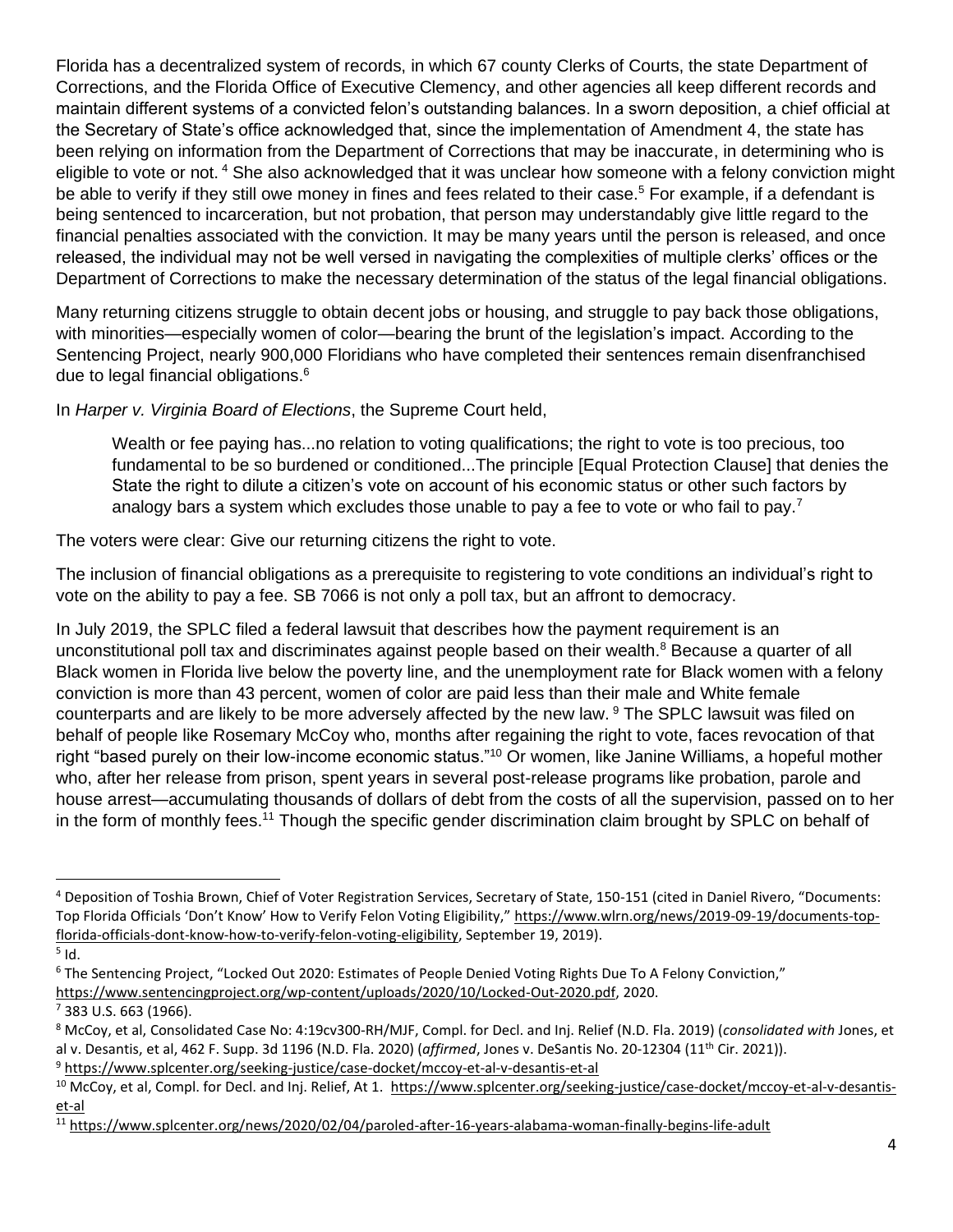Florida has a decentralized system of records, in which 67 county Clerks of Courts, the state Department of Corrections, and the Florida Office of Executive Clemency, and other agencies all keep different records and maintain different systems of a convicted felon's outstanding balances. In a sworn deposition, a chief official at the Secretary of State's office acknowledged that, since the implementation of Amendment 4, the state has been relying on information from the Department of Corrections that may be inaccurate, in determining who is eligible to vote or not.[4] She also acknowledged that it was unclear how someone with a felony conviction might be able to verify if they still owe money in fines and fees related to their case.[5] For example, if a defendant is being sentenced to incarceration, but not probation, that person may understandably give little regard to the financial penalties associated with the conviction. It may be many years until the person is released, and once released, the individual may not be well versed in navigating the complexities of multiple clerks' offices or the Department of Corrections to make the necessary determination of the status of the legal financial obligations.

Many returning citizens struggle to obtain decent jobs or housing, and struggle to pay back those obligations, with minorities—especially women of color—bearing the brunt of the legislation's impact. According to the Sentencing Project, nearly 900,000 Floridians who have completed their sentences remain disenfranchised due to legal financial obligations.[6]

In *Harper v. Virginia Board of Elections*, the Supreme Court held,

> Wealth or fee paying has...no relation to voting qualifications; the right to vote is too precious, too fundamental to be so burdened or conditioned...The principle [Equal Protection Clause] that denies the State the right to dilute a citizen's vote on account of his economic status or other such factors by analogy bars a system which excludes those unable to pay a fee to vote or who fail to pay.[7]

The voters were clear: Give our returning citizens the right to vote.

The inclusion of financial obligations as a prerequisite to registering to vote conditions an individual's right to vote on the ability to pay a fee. SB 7066 is not only a poll tax, but an affront to democracy.

In July 2019, the SPLC filed a federal lawsuit that describes how the payment requirement is an unconstitutional poll tax and discriminates against people based on their wealth.[8] Because a quarter of all Black women in Florida live below the poverty line, and the unemployment rate for Black women with a felony conviction is more than 43 percent, women of color are paid less than their male and White female counterparts and are likely to be more adversely affected by the new law.[9] The SPLC lawsuit was filed on behalf of people like Rosemary McCoy who, months after regaining the right to vote, faces revocation of that right "based purely on their low-income economic status."[10] Or women, like Janine Williams, a hopeful mother who, after her release from prison, spent years in several post-release programs like probation, parole and house arrest—accumulating thousands of dollars of debt from the costs of all the supervision, passed on to her in the form of monthly fees.[11] Though the specific gender discrimination claim brought by SPLC on behalf of

---

[4] Deposition of Toshia Brown, Chief of Voter Registration Services, Secretary of State, 150-151 (cited in Daniel Rivero, "Documents: Top Florida Officials 'Don't Know' How to Verify Felon Voting Eligibility," https://www.wlrn.org/news/2019-09-19/documents-top-florida-officials-dont-know-how-to-verify-felon-voting-eligibility, September 19, 2019).

[5] Id.

[6] The Sentencing Project, "Locked Out 2020: Estimates of People Denied Voting Rights Due To A Felony Conviction," https://www.sentencingproject.org/wp-content/uploads/2020/10/Locked-Out-2020.pdf, 2020.

[7] 383 U.S. 663 (1966).

[8] McCoy, et al, Consolidated Case No: 4:19cv300-RH/MJF, Compl. for Decl. and Inj. Relief (N.D. Fla. 2019) (*consolidated with* Jones, et al v. Desantis, et al, 462 F. Supp. 3d 1196 (N.D. Fla. 2020) (*affirmed*, Jones v. DeSantis No. 20-12304 (11th Cir. 2021)).

[9] https://www.splcenter.org/seeking-justice/case-docket/mccoy-et-al-v-desantis-et-al

[10] McCoy, et al, Compl. for Decl. and Inj. Relief, At 1. https://www.splcenter.org/seeking-justice/case-docket/mccoy-et-al-v-desantis-et-al

[11] https://www.splcenter.org/news/2020/02/04/paroled-after-16-years-alabama-woman-finally-begins-life-adult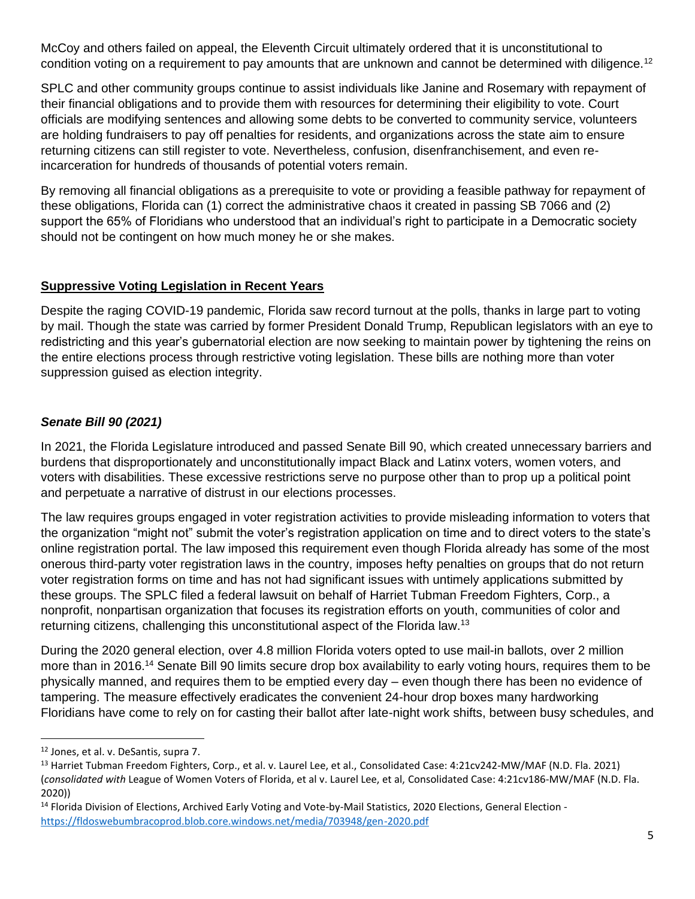McCoy and others failed on appeal, the Eleventh Circuit ultimately ordered that it is unconstitutional to condition voting on a requirement to pay amounts that are unknown and cannot be determined with diligence.[12]

SPLC and other community groups continue to assist individuals like Janine and Rosemary with repayment of their financial obligations and to provide them with resources for determining their eligibility to vote. Court officials are modifying sentences and allowing some debts to be converted to community service, volunteers are holding fundraisers to pay off penalties for residents, and organizations across the state aim to ensure returning citizens can still register to vote. Nevertheless, confusion, disenfranchisement, and even re-incarceration for hundreds of thousands of potential voters remain.

By removing all financial obligations as a prerequisite to vote or providing a feasible pathway for repayment of these obligations, Florida can (1) correct the administrative chaos it created in passing SB 7066 and (2) support the 65% of Floridians who understood that an individual's right to participate in a Democratic society should not be contingent on how much money he or she makes.

## Suppressive Voting Legislation in Recent Years

Despite the raging COVID-19 pandemic, Florida saw record turnout at the polls, thanks in large part to voting by mail. Though the state was carried by former President Donald Trump, Republican legislators with an eye to redistricting and this year's gubernatorial election are now seeking to maintain power by tightening the reins on the entire elections process through restrictive voting legislation. These bills are nothing more than voter suppression guised as election integrity.

### *Senate Bill 90 (2021)*

In 2021, the Florida Legislature introduced and passed Senate Bill 90, which created unnecessary barriers and burdens that disproportionately and unconstitutionally impact Black and Latinx voters, women voters, and voters with disabilities. These excessive restrictions serve no purpose other than to prop up a political point and perpetuate a narrative of distrust in our elections processes.

The law requires groups engaged in voter registration activities to provide misleading information to voters that the organization "might not" submit the voter's registration application on time and to direct voters to the state's online registration portal. The law imposed this requirement even though Florida already has some of the most onerous third-party voter registration laws in the country, imposes hefty penalties on groups that do not return voter registration forms on time and has not had significant issues with untimely applications submitted by these groups. The SPLC filed a federal lawsuit on behalf of Harriet Tubman Freedom Fighters, Corp., a nonprofit, nonpartisan organization that focuses its registration efforts on youth, communities of color and returning citizens, challenging this unconstitutional aspect of the Florida law.[13]

During the 2020 general election, over 4.8 million Florida voters opted to use mail-in ballots, over 2 million more than in 2016.[14] Senate Bill 90 limits secure drop box availability to early voting hours, requires them to be physically manned, and requires them to be emptied every day – even though there has been no evidence of tampering. The measure effectively eradicates the convenient 24-hour drop boxes many hardworking Floridians have come to rely on for casting their ballot after late-night work shifts, between busy schedules, and

---

[12] Jones, et al. v. DeSantis, supra 7.

[13] Harriet Tubman Freedom Fighters, Corp., et al. v. Laurel Lee, et al., Consolidated Case: 4:21cv242-MW/MAF (N.D. Fla. 2021) (*consolidated with* League of Women Voters of Florida, et al v. Laurel Lee, et al, Consolidated Case: 4:21cv186-MW/MAF (N.D. Fla. 2020))

[14] Florida Division of Elections, Archived Early Voting and Vote-by-Mail Statistics, 2020 Elections, General Election - https://fldoswebumbracoprod.blob.core.windows.net/media/703948/gen-2020.pdf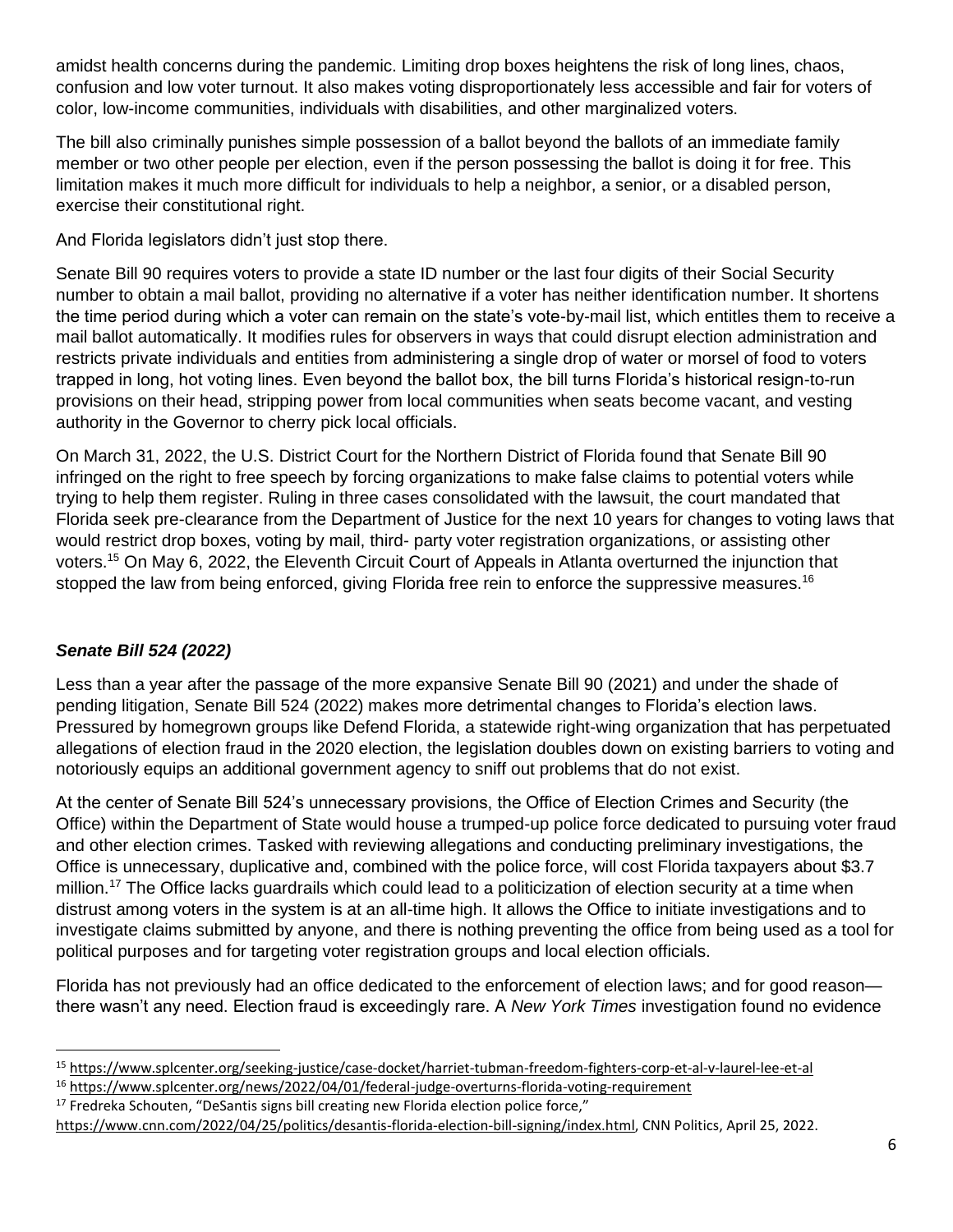amidst health concerns during the pandemic. Limiting drop boxes heightens the risk of long lines, chaos, confusion and low voter turnout. It also makes voting disproportionately less accessible and fair for voters of color, low-income communities, individuals with disabilities, and other marginalized voters.

The bill also criminally punishes simple possession of a ballot beyond the ballots of an immediate family member or two other people per election, even if the person possessing the ballot is doing it for free. This limitation makes it much more difficult for individuals to help a neighbor, a senior, or a disabled person, exercise their constitutional right.

And Florida legislators didn't just stop there.

Senate Bill 90 requires voters to provide a state ID number or the last four digits of their Social Security number to obtain a mail ballot, providing no alternative if a voter has neither identification number. It shortens the time period during which a voter can remain on the state's vote-by-mail list, which entitles them to receive a mail ballot automatically. It modifies rules for observers in ways that could disrupt election administration and restricts private individuals and entities from administering a single drop of water or morsel of food to voters trapped in long, hot voting lines. Even beyond the ballot box, the bill turns Florida's historical resign-to-run provisions on their head, stripping power from local communities when seats become vacant, and vesting authority in the Governor to cherry pick local officials.

On March 31, 2022, the U.S. District Court for the Northern District of Florida found that Senate Bill 90 infringed on the right to free speech by forcing organizations to make false claims to potential voters while trying to help them register. Ruling in three cases consolidated with the lawsuit, the court mandated that Florida seek pre-clearance from the Department of Justice for the next 10 years for changes to voting laws that would restrict drop boxes, voting by mail, third- party voter registration organizations, or assisting other voters.[15] On May 6, 2022, the Eleventh Circuit Court of Appeals in Atlanta overturned the injunction that stopped the law from being enforced, giving Florida free rein to enforce the suppressive measures.[16]

### *Senate Bill 524 (2022)*

Less than a year after the passage of the more expansive Senate Bill 90 (2021) and under the shade of pending litigation, Senate Bill 524 (2022) makes more detrimental changes to Florida's election laws. Pressured by homegrown groups like Defend Florida, a statewide right-wing organization that has perpetuated allegations of election fraud in the 2020 election, the legislation doubles down on existing barriers to voting and notoriously equips an additional government agency to sniff out problems that do not exist.

At the center of Senate Bill 524's unnecessary provisions, the Office of Election Crimes and Security (the Office) within the Department of State would house a trumped-up police force dedicated to pursuing voter fraud and other election crimes. Tasked with reviewing allegations and conducting preliminary investigations, the Office is unnecessary, duplicative and, combined with the police force, will cost Florida taxpayers about $3.7 million.[17] The Office lacks guardrails which could lead to a politicization of election security at a time when distrust among voters in the system is at an all-time high. It allows the Office to initiate investigations and to investigate claims submitted by anyone, and there is nothing preventing the office from being used as a tool for political purposes and for targeting voter registration groups and local election officials.

Florida has not previously had an office dedicated to the enforcement of election laws; and for good reason—there wasn't any need. Election fraud is exceedingly rare. A *New York Times* investigation found no evidence

---

[15] https://www.splcenter.org/seeking-justice/case-docket/harriet-tubman-freedom-fighters-corp-et-al-v-laurel-lee-et-al

[16] https://www.splcenter.org/news/2022/04/01/federal-judge-overturns-florida-voting-requirement

[17] Fredreka Schouten, "DeSantis signs bill creating new Florida election police force," https://www.cnn.com/2022/04/25/politics/desantis-florida-election-bill-signing/index.html, CNN Politics, April 25, 2022.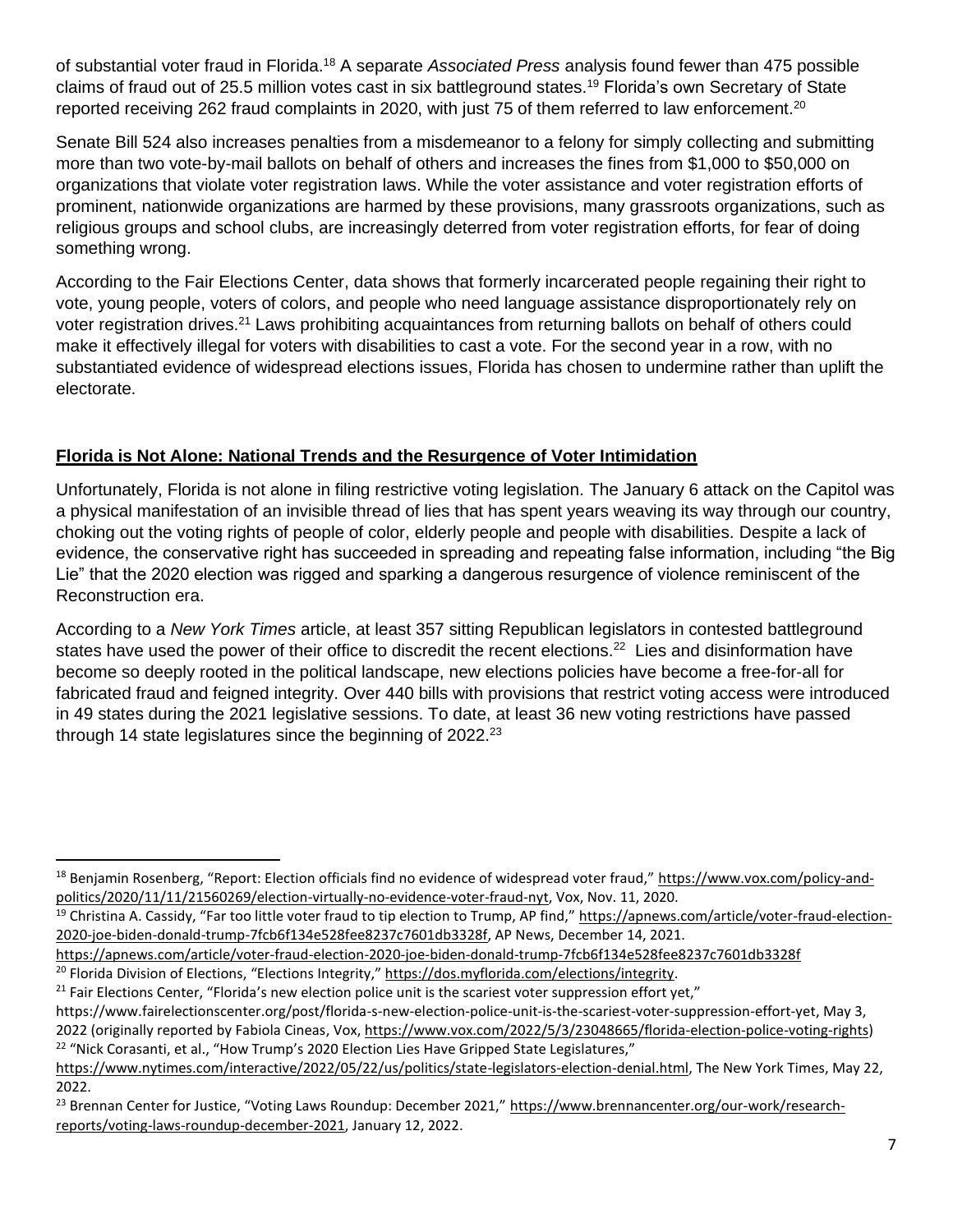of substantial voter fraud in Florida.[18] A separate *Associated Press* analysis found fewer than 475 possible claims of fraud out of 25.5 million votes cast in six battleground states.[19] Florida's own Secretary of State reported receiving 262 fraud complaints in 2020, with just 75 of them referred to law enforcement.[20]

Senate Bill 524 also increases penalties from a misdemeanor to a felony for simply collecting and submitting more than two vote-by-mail ballots on behalf of others and increases the fines from $1,000 to $50,000 on organizations that violate voter registration laws. While the voter assistance and voter registration efforts of prominent, nationwide organizations are harmed by these provisions, many grassroots organizations, such as religious groups and school clubs, are increasingly deterred from voter registration efforts, for fear of doing something wrong.

According to the Fair Elections Center, data shows that formerly incarcerated people regaining their right to vote, young people, voters of colors, and people who need language assistance disproportionately rely on voter registration drives.[21] Laws prohibiting acquaintances from returning ballots on behalf of others could make it effectively illegal for voters with disabilities to cast a vote. For the second year in a row, with no substantiated evidence of widespread elections issues, Florida has chosen to undermine rather than uplift the electorate.

## Florida is Not Alone: National Trends and the Resurgence of Voter Intimidation

Unfortunately, Florida is not alone in filing restrictive voting legislation. The January 6 attack on the Capitol was a physical manifestation of an invisible thread of lies that has spent years weaving its way through our country, choking out the voting rights of people of color, elderly people and people with disabilities. Despite a lack of evidence, the conservative right has succeeded in spreading and repeating false information, including "the Big Lie" that the 2020 election was rigged and sparking a dangerous resurgence of violence reminiscent of the Reconstruction era.

According to a *New York Times* article, at least 357 sitting Republican legislators in contested battleground states have used the power of their office to discredit the recent elections.[22] Lies and disinformation have become so deeply rooted in the political landscape, new elections policies have become a free-for-all for fabricated fraud and feigned integrity. Over 440 bills with provisions that restrict voting access were introduced in 49 states during the 2021 legislative sessions. To date, at least 36 new voting restrictions have passed through 14 state legislatures since the beginning of 2022.[23]

---

[18] Benjamin Rosenberg, "Report: Election officials find no evidence of widespread voter fraud," https://www.vox.com/policy-and-politics/2020/11/11/21560269/election-virtually-no-evidence-voter-fraud-nyt, Vox, Nov. 11, 2020.

[19] Christina A. Cassidy, "Far too little voter fraud to tip election to Trump, AP find," https://apnews.com/article/voter-fraud-election-2020-joe-biden-donald-trump-7fcb6f134e528fee8237c7601db3328f, AP News, December 14, 2021. https://apnews.com/article/voter-fraud-election-2020-joe-biden-donald-trump-7fcb6f134e528fee8237c7601db3328f

[20] Florida Division of Elections, "Elections Integrity," https://dos.myflorida.com/elections/integrity.

[21] Fair Elections Center, "Florida's new election police unit is the scariest voter suppression effort yet," https://www.fairelectionscenter.org/post/florida-s-new-election-police-unit-is-the-scariest-voter-suppression-effort-yet, May 3, 2022 (originally reported by Fabiola Cineas, Vox, https://www.vox.com/2022/5/3/23048665/florida-election-police-voting-rights)

[22] "Nick Corasanti, et al., "How Trump's 2020 Election Lies Have Gripped State Legislatures," https://www.nytimes.com/interactive/2022/05/22/us/politics/state-legislators-election-denial.html, The New York Times, May 22, 2022.

[23] Brennan Center for Justice, "Voting Laws Roundup: December 2021," https://www.brennancenter.org/our-work/research-reports/voting-laws-roundup-december-2021, January 12, 2022.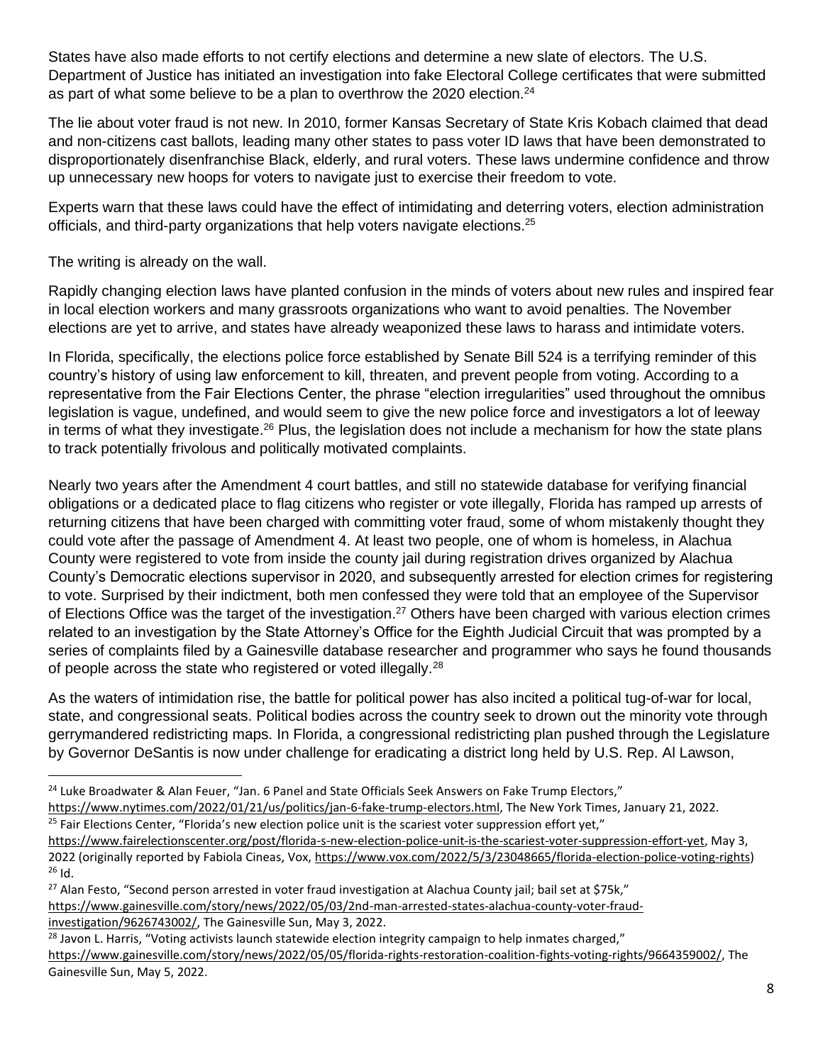States have also made efforts to not certify elections and determine a new slate of electors. The U.S. Department of Justice has initiated an investigation into fake Electoral College certificates that were submitted as part of what some believe to be a plan to overthrow the 2020 election.[24]

The lie about voter fraud is not new. In 2010, former Kansas Secretary of State Kris Kobach claimed that dead and non-citizens cast ballots, leading many other states to pass voter ID laws that have been demonstrated to disproportionately disenfranchise Black, elderly, and rural voters. These laws undermine confidence and throw up unnecessary new hoops for voters to navigate just to exercise their freedom to vote.

Experts warn that these laws could have the effect of intimidating and deterring voters, election administration officials, and third-party organizations that help voters navigate elections.[25]

The writing is already on the wall.

Rapidly changing election laws have planted confusion in the minds of voters about new rules and inspired fear in local election workers and many grassroots organizations who want to avoid penalties. The November elections are yet to arrive, and states have already weaponized these laws to harass and intimidate voters.

In Florida, specifically, the elections police force established by Senate Bill 524 is a terrifying reminder of this country's history of using law enforcement to kill, threaten, and prevent people from voting. According to a representative from the Fair Elections Center, the phrase "election irregularities" used throughout the omnibus legislation is vague, undefined, and would seem to give the new police force and investigators a lot of leeway in terms of what they investigate.[26] Plus, the legislation does not include a mechanism for how the state plans to track potentially frivolous and politically motivated complaints.

Nearly two years after the Amendment 4 court battles, and still no statewide database for verifying financial obligations or a dedicated place to flag citizens who register or vote illegally, Florida has ramped up arrests of returning citizens that have been charged with committing voter fraud, some of whom mistakenly thought they could vote after the passage of Amendment 4. At least two people, one of whom is homeless, in Alachua County were registered to vote from inside the county jail during registration drives organized by Alachua County's Democratic elections supervisor in 2020, and subsequently arrested for election crimes for registering to vote. Surprised by their indictment, both men confessed they were told that an employee of the Supervisor of Elections Office was the target of the investigation.[27] Others have been charged with various election crimes related to an investigation by the State Attorney's Office for the Eighth Judicial Circuit that was prompted by a series of complaints filed by a Gainesville database researcher and programmer who says he found thousands of people across the state who registered or voted illegally.[28]

As the waters of intimidation rise, the battle for political power has also incited a political tug-of-war for local, state, and congressional seats. Political bodies across the country seek to drown out the minority vote through gerrymandered redistricting maps. In Florida, a congressional redistricting plan pushed through the Legislature by Governor DeSantis is now under challenge for eradicating a district long held by U.S. Rep. Al Lawson,

---

[24] Luke Broadwater & Alan Feuer, "Jan. 6 Panel and State Officials Seek Answers on Fake Trump Electors," https://www.nytimes.com/2022/01/21/us/politics/jan-6-fake-trump-electors.html, The New York Times, January 21, 2022.

[25] Fair Elections Center, "Florida's new election police unit is the scariest voter suppression effort yet," https://www.fairelectionscenter.org/post/florida-s-new-election-police-unit-is-the-scariest-voter-suppression-effort-yet, May 3, 2022 (originally reported by Fabiola Cineas, Vox, https://www.vox.com/2022/5/3/23048665/florida-election-police-voting-rights)

[26] Id.

[27] Alan Festo, "Second person arrested in voter fraud investigation at Alachua County jail; bail set at $75k," https://www.gainesville.com/story/news/2022/05/03/2nd-man-arrested-states-alachua-county-voter-fraud-investigation/9626743002/, The Gainesville Sun, May 3, 2022.

[28] Javon L. Harris, "Voting activists launch statewide election integrity campaign to help inmates charged," https://www.gainesville.com/story/news/2022/05/05/florida-rights-restoration-coalition-fights-voting-rights/9664359002/, The Gainesville Sun, May 5, 2022.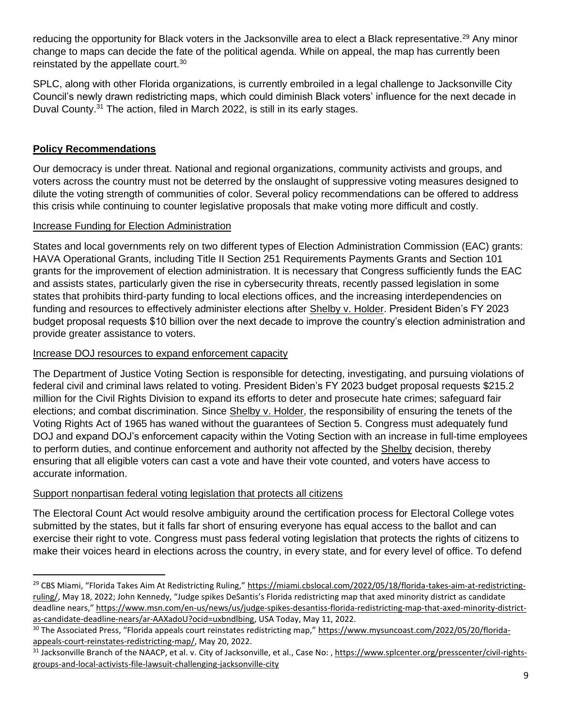reducing the opportunity for Black voters in the Jacksonville area to elect a Black representative.[29] Any minor change to maps can decide the fate of the political agenda. While on appeal, the map has currently been reinstated by the appellate court.[30]

SPLC, along with other Florida organizations, is currently embroiled in a legal challenge to Jacksonville City Council's newly drawn redistricting maps, which could diminish Black voters' influence for the next decade in Duval County.[31] The action, filed in March 2022, is still in its early stages.

## Policy Recommendations

Our democracy is under threat. National and regional organizations, community activists and groups, and voters across the country must not be deterred by the onslaught of suppressive voting measures designed to dilute the voting strength of communities of color. Several policy recommendations can be offered to address this crisis while continuing to counter legislative proposals that make voting more difficult and costly.

### Increase Funding for Election Administration

States and local governments rely on two different types of Election Administration Commission (EAC) grants: HAVA Operational Grants, including Title II Section 251 Requirements Payments Grants and Section 101 grants for the improvement of election administration. It is necessary that Congress sufficiently funds the EAC and assists states, particularly given the rise in cybersecurity threats, recently passed legislation in some states that prohibits third-party funding to local elections offices, and the increasing interdependencies on funding and resources to effectively administer elections after Shelby v. Holder. President Biden's FY 2023 budget proposal requests $10 billion over the next decade to improve the country's election administration and provide greater assistance to voters.

### Increase DOJ resources to expand enforcement capacity

The Department of Justice Voting Section is responsible for detecting, investigating, and pursuing violations of federal civil and criminal laws related to voting. President Biden's FY 2023 budget proposal requests $215.2 million for the Civil Rights Division to expand its efforts to deter and prosecute hate crimes; safeguard fair elections; and combat discrimination. Since Shelby v. Holder, the responsibility of ensuring the tenets of the Voting Rights Act of 1965 has waned without the guarantees of Section 5. Congress must adequately fund DOJ and expand DOJ's enforcement capacity within the Voting Section with an increase in full-time employees to perform duties, and continue enforcement and authority not affected by the Shelby decision, thereby ensuring that all eligible voters can cast a vote and have their vote counted, and voters have access to accurate information.

### Support nonpartisan federal voting legislation that protects all citizens

The Electoral Count Act would resolve ambiguity around the certification process for Electoral College votes submitted by the states, but it falls far short of ensuring everyone has equal access to the ballot and can exercise their right to vote. Congress must pass federal voting legislation that protects the rights of citizens to make their voices heard in elections across the country, in every state, and for every level of office. To defend

---

[29] CBS Miami, "Florida Takes Aim At Redistricting Ruling," https://miami.cbslocal.com/2022/05/18/florida-takes-aim-at-redistricting-ruling/, May 18, 2022; John Kennedy, "Judge spikes DeSantis's Florida redistricting map that axed minority district as candidate deadline nears," https://www.msn.com/en-us/news/us/judge-spikes-desantiss-florida-redistricting-map-that-axed-minority-district-as-candidate-deadline-nears/ar-AAXadoU?ocid=uxbndlbing, USA Today, May 11, 2022.

[30] The Associated Press, "Florida appeals court reinstates redistricting map," https://www.mysuncoast.com/2022/05/20/florida-appeals-court-reinstates-redistricting-map/, May 20, 2022.

[31] Jacksonville Branch of the NAACP, et al. v. City of Jacksonville, et al., Case No: , https://www.splcenter.org/presscenter/civil-rights-groups-and-local-activists-file-lawsuit-challenging-jacksonville-city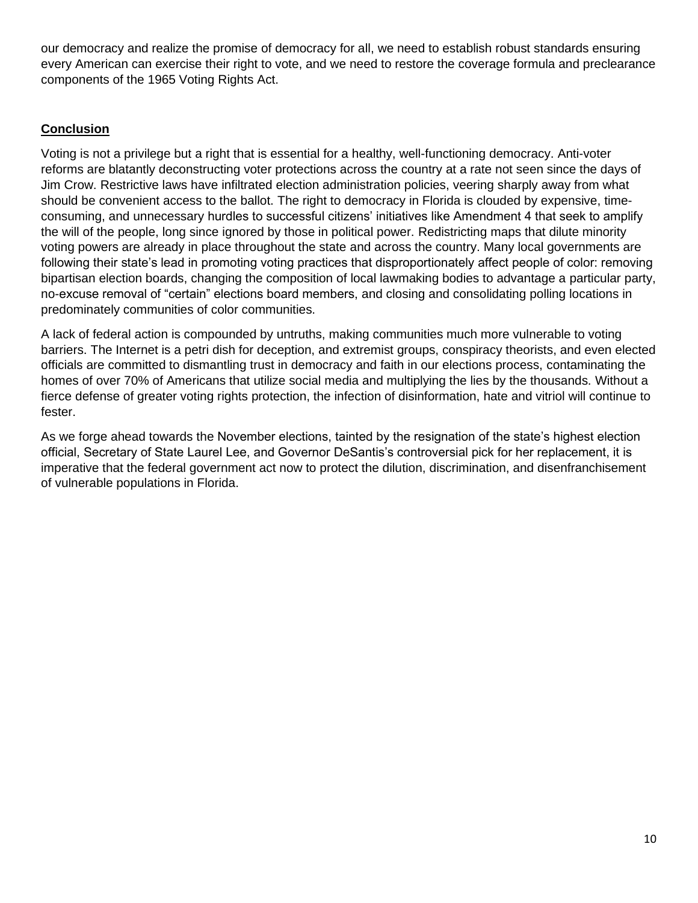our democracy and realize the promise of democracy for all, we need to establish robust standards ensuring every American can exercise their right to vote, and we need to restore the coverage formula and preclearance components of the 1965 Voting Rights Act.

## Conclusion

Voting is not a privilege but a right that is essential for a healthy, well-functioning democracy. Anti-voter reforms are blatantly deconstructing voter protections across the country at a rate not seen since the days of Jim Crow. Restrictive laws have infiltrated election administration policies, veering sharply away from what should be convenient access to the ballot. The right to democracy in Florida is clouded by expensive, time-consuming, and unnecessary hurdles to successful citizens' initiatives like Amendment 4 that seek to amplify the will of the people, long since ignored by those in political power. Redistricting maps that dilute minority voting powers are already in place throughout the state and across the country. Many local governments are following their state's lead in promoting voting practices that disproportionately affect people of color: removing bipartisan election boards, changing the composition of local lawmaking bodies to advantage a particular party, no-excuse removal of "certain" elections board members, and closing and consolidating polling locations in predominately communities of color communities.

A lack of federal action is compounded by untruths, making communities much more vulnerable to voting barriers. The Internet is a petri dish for deception, and extremist groups, conspiracy theorists, and even elected officials are committed to dismantling trust in democracy and faith in our elections process, contaminating the homes of over 70% of Americans that utilize social media and multiplying the lies by the thousands. Without a fierce defense of greater voting rights protection, the infection of disinformation, hate and vitriol will continue to fester.

As we forge ahead towards the November elections, tainted by the resignation of the state's highest election official, Secretary of State Laurel Lee, and Governor DeSantis's controversial pick for her replacement, it is imperative that the federal government act now to protect the dilution, discrimination, and disenfranchisement of vulnerable populations in Florida.